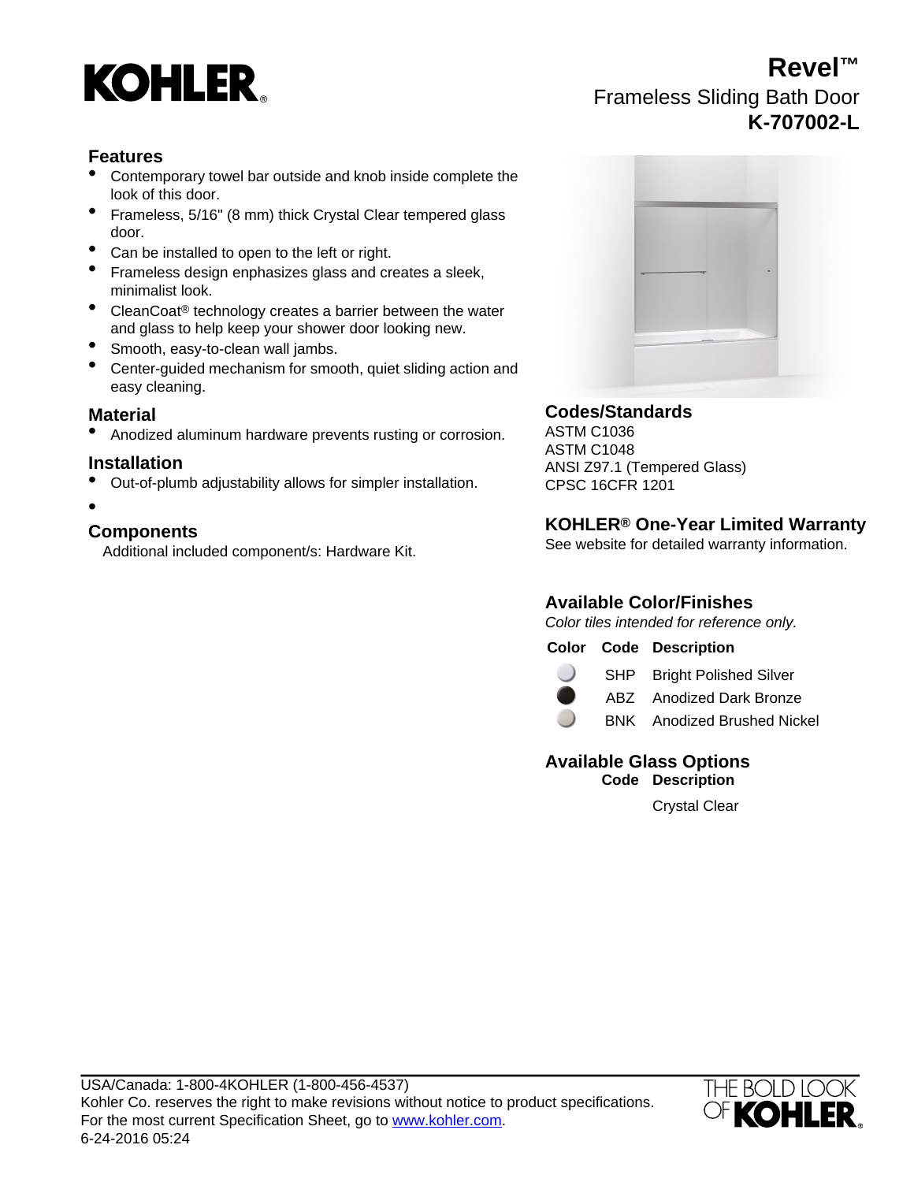# KOHLER

# Revel™

## Frameless Sliding Bath Door

## K-707002-L

### Features

- Contemporary towel bar outside and knob inside complete the look of this door.
- Frameless, 5/16" (8 mm) thick Crystal Clear tempered glass door.
- Can be installed to open to the left or right.
- Frameless design enphasizes glass and creates a sleek, minimalist look.
- CleanCoat® technology creates a barrier between the water and glass to help keep your shower door looking new.
- Smooth, easy-to-clean wall jambs.
- Center-guided mechanism for smooth, quiet sliding action and easy cleaning.

### Material

- Anodized aluminum hardware prevents rusting or corrosion.

### Installation

- Out-of-plumb adjustability allows for simpler installation.
-

### Components

Additional included component/s: Hardware Kit.

### Codes/Standards

ASTM C1036
ASTM C1048
ANSI Z97.1 (Tempered Glass)
CPSC 16CFR 1201

### KOHLER® One-Year Limited Warranty

See website for detailed warranty information.

### Available Color/Finishes

*Color tiles intended for reference only.*

| Color | Code | Description |
| --- | --- | --- |
| | SHP | Bright Polished Silver |
| | ABZ | Anodized Dark Bronze |
| | BNK | Anodized Brushed Nickel |

### Available Glass Options

| Code | Description |
| --- | --- |
| | Crystal Clear |

USA/Canada: 1-800-4KOHLER (1-800-456-4537)
Kohler Co. reserves the right to make revisions without notice to product specifications.
For the most current Specification Sheet, go to www.kohler.com.
6-24-2016 05:24

THE BOLD LOOK OF KOHLER®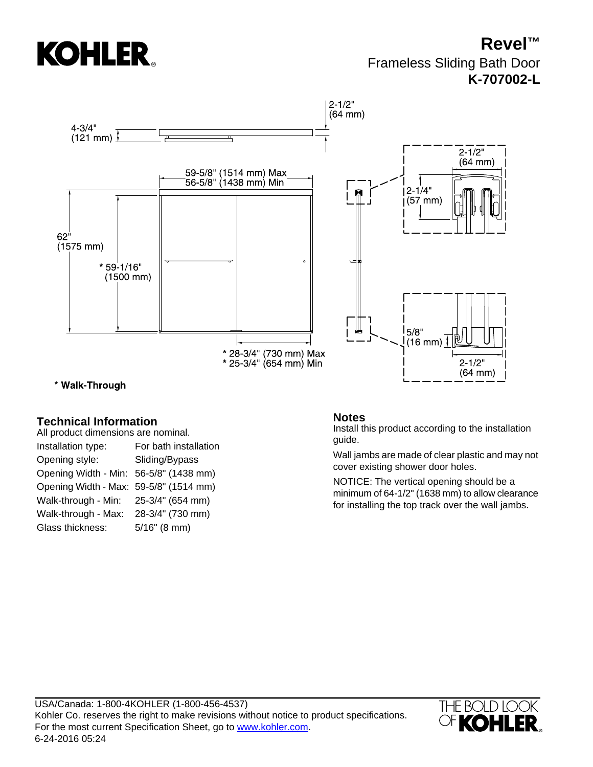# KOHLER

## Revel™

Frameless Sliding Bath Door

**K-707002-L**

2-1/2"
(64 mm)

4-3/4"
(121 mm)

59-5/8" (1514 mm) Max
56-5/8" (1438 mm) Min

62"
(1575 mm)

* 59-1/16"
(1500 mm)

* 28-3/4" (730 mm) Max
* 25-3/4" (654 mm) Min

2-1/2"
(64 mm)

2-1/4"
(57 mm)

5/8"
(16 mm)

2-1/2"
(64 mm)

* **Walk-Through**

### Technical Information

All product dimensions are nominal.

| | |
|---|---|
| Installation type: | For bath installation |
| Opening style: | Sliding/Bypass |
| Opening Width - Min: | 56-5/8" (1438 mm) |
| Opening Width - Max: | 59-5/8" (1514 mm) |
| Walk-through - Min: | 25-3/4" (654 mm) |
| Walk-through - Max: | 28-3/4" (730 mm) |
| Glass thickness: | 5/16" (8 mm) |

### Notes

Install this product according to the installation guide.

Wall jambs are made of clear plastic and may not cover existing shower door holes.

NOTICE: The vertical opening should be a minimum of 64-1/2" (1638 mm) to allow clearance for installing the top track over the wall jambs.

USA/Canada: 1-800-4KOHLER (1-800-456-4537)
Kohler Co. reserves the right to make revisions without notice to product specifications.
For the most current Specification Sheet, go to www.kohler.com.
6-24-2016 05:24

THE BOLD LOOK OF KOHLER.